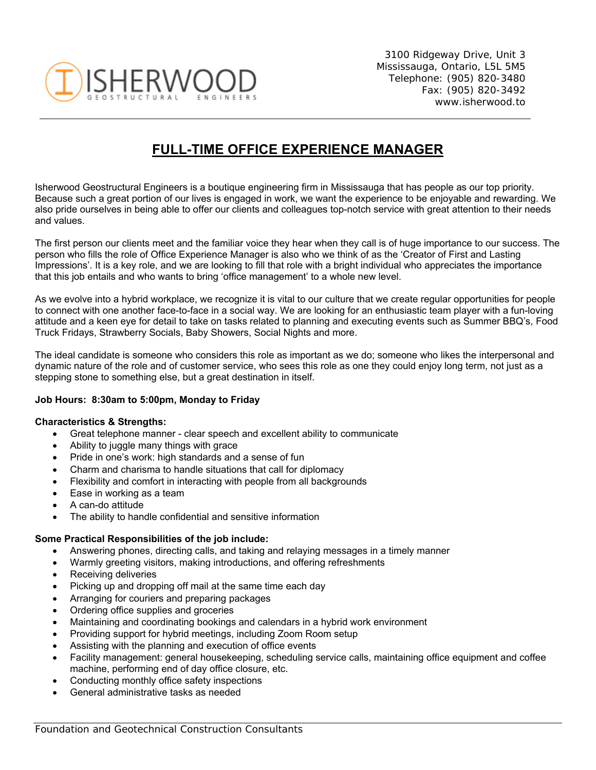ISHERWOOD GEOSTRUCTURAL ENGINEERS

3100 Ridgeway Drive, Unit 3
Mississauga, Ontario, L5L 5M5
Telephone: (905) 820-3480
Fax: (905) 820-3492
www.isherwood.to

# FULL-TIME OFFICE EXPERIENCE MANAGER

Isherwood Geostructural Engineers is a boutique engineering firm in Mississauga that has people as our top priority. Because such a great portion of our lives is engaged in work, we want the experience to be enjoyable and rewarding. We also pride ourselves in being able to offer our clients and colleagues top-notch service with great attention to their needs and values.

The first person our clients meet and the familiar voice they hear when they call is of huge importance to our success. The person who fills the role of Office Experience Manager is also who we think of as the 'Creator of First and Lasting Impressions'. It is a key role, and we are looking to fill that role with a bright individual who appreciates the importance that this job entails and who wants to bring 'office management' to a whole new level.

As we evolve into a hybrid workplace, we recognize it is vital to our culture that we create regular opportunities for people to connect with one another face-to-face in a social way. We are looking for an enthusiastic team player with a fun-loving attitude and a keen eye for detail to take on tasks related to planning and executing events such as Summer BBQ's, Food Truck Fridays, Strawberry Socials, Baby Showers, Social Nights and more.

The ideal candidate is someone who considers this role as important as we do; someone who likes the interpersonal and dynamic nature of the role and of customer service, who sees this role as one they could enjoy long term, not just as a stepping stone to something else, but a great destination in itself.

**Job Hours: 8:30am to 5:00pm, Monday to Friday**

**Characteristics & Strengths:**

- Great telephone manner - clear speech and excellent ability to communicate
- Ability to juggle many things with grace
- Pride in one's work: high standards and a sense of fun
- Charm and charisma to handle situations that call for diplomacy
- Flexibility and comfort in interacting with people from all backgrounds
- Ease in working as a team
- A can-do attitude
- The ability to handle confidential and sensitive information

**Some Practical Responsibilities of the job include:**

- Answering phones, directing calls, and taking and relaying messages in a timely manner
- Warmly greeting visitors, making introductions, and offering refreshments
- Receiving deliveries
- Picking up and dropping off mail at the same time each day
- Arranging for couriers and preparing packages
- Ordering office supplies and groceries
- Maintaining and coordinating bookings and calendars in a hybrid work environment
- Providing support for hybrid meetings, including Zoom Room setup
- Assisting with the planning and execution of office events
- Facility management: general housekeeping, scheduling service calls, maintaining office equipment and coffee machine, performing end of day office closure, etc.
- Conducting monthly office safety inspections
- General administrative tasks as needed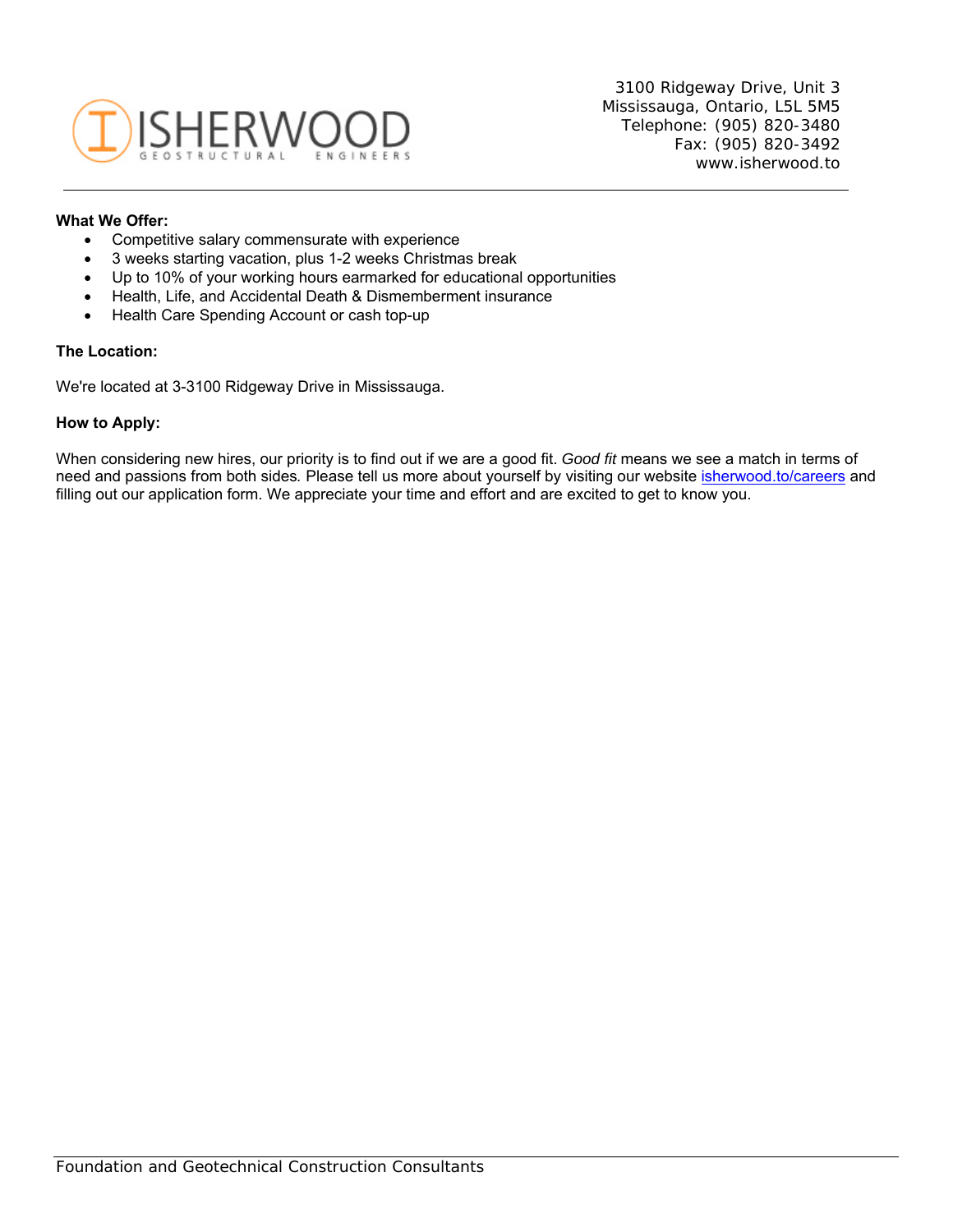**What We Offer:**

- Competitive salary commensurate with experience
- 3 weeks starting vacation, plus 1-2 weeks Christmas break
- Up to 10% of your working hours earmarked for educational opportunities
- Health, Life, and Accidental Death & Dismemberment insurance
- Health Care Spending Account or cash top-up

**The Location:**

We're located at 3-3100 Ridgeway Drive in Mississauga.

**How to Apply:**

When considering new hires, our priority is to find out if we are a good fit. *Good fit* means we see a match in terms of need and passions from both sides. Please tell us more about yourself by visiting our website isherwood.to/careers and filling out our application form. We appreciate your time and effort and are excited to get to know you.